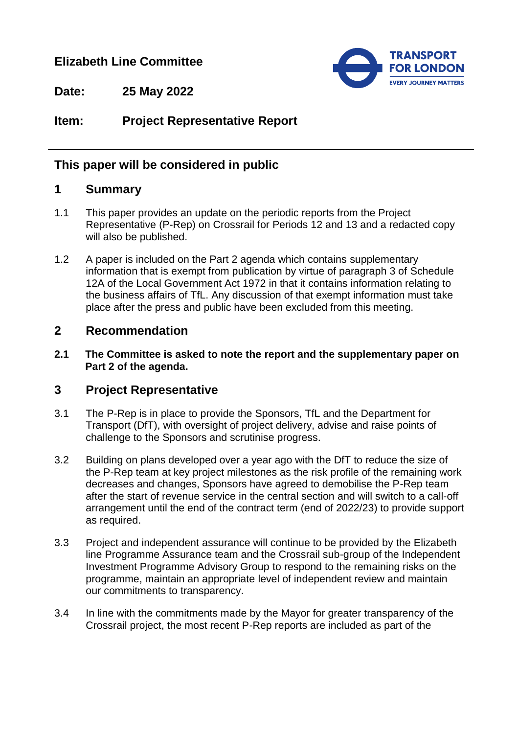**Elizabeth Line Committee**

**Date:** 25 May 2022

**Item:** Project Representative Report

## This paper will be considered in public

## 1 Summary

1.1 This paper provides an update on the periodic reports from the Project Representative (P-Rep) on Crossrail for Periods 12 and 13 and a redacted copy will also be published.

1.2 A paper is included on the Part 2 agenda which contains supplementary information that is exempt from publication by virtue of paragraph 3 of Schedule 12A of the Local Government Act 1972 in that it contains information relating to the business affairs of TfL. Any discussion of that exempt information must take place after the press and public have been excluded from this meeting.

## 2 Recommendation

**2.1 The Committee is asked to note the report and the supplementary paper on Part 2 of the agenda.**

## 3 Project Representative

3.1 The P-Rep is in place to provide the Sponsors, TfL and the Department for Transport (DfT), with oversight of project delivery, advise and raise points of challenge to the Sponsors and scrutinise progress.

3.2 Building on plans developed over a year ago with the DfT to reduce the size of the P-Rep team at key project milestones as the risk profile of the remaining work decreases and changes, Sponsors have agreed to demobilise the P-Rep team after the start of revenue service in the central section and will switch to a call-off arrangement until the end of the contract term (end of 2022/23) to provide support as required.

3.3 Project and independent assurance will continue to be provided by the Elizabeth line Programme Assurance team and the Crossrail sub-group of the Independent Investment Programme Advisory Group to respond to the remaining risks on the programme, maintain an appropriate level of independent review and maintain our commitments to transparency.

3.4 In line with the commitments made by the Mayor for greater transparency of the Crossrail project, the most recent P-Rep reports are included as part of the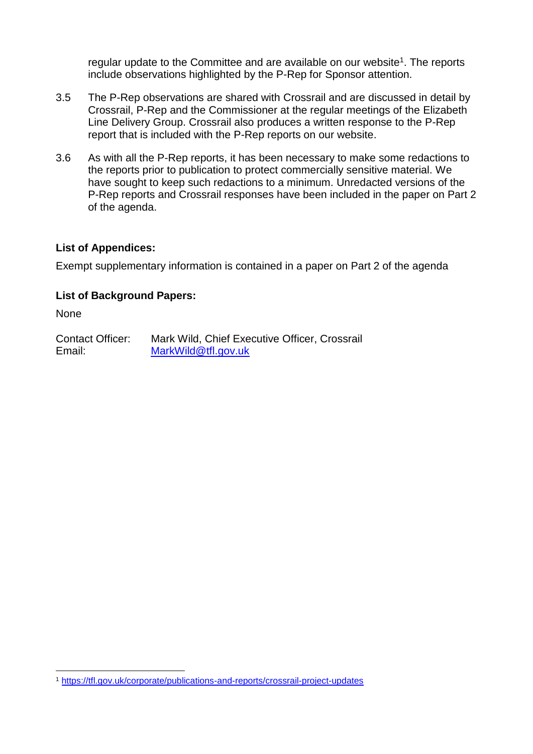regular update to the Committee and are available on our website[1]. The reports include observations highlighted by the P-Rep for Sponsor attention.

3.5 The P-Rep observations are shared with Crossrail and are discussed in detail by Crossrail, P-Rep and the Commissioner at the regular meetings of the Elizabeth Line Delivery Group. Crossrail also produces a written response to the P-Rep report that is included with the P-Rep reports on our website.

3.6 As with all the P-Rep reports, it has been necessary to make some redactions to the reports prior to publication to protect commercially sensitive material. We have sought to keep such redactions to a minimum. Unredacted versions of the P-Rep reports and Crossrail responses have been included in the paper on Part 2 of the agenda.

**List of Appendices:**

Exempt supplementary information is contained in a paper on Part 2 of the agenda

**List of Background Papers:**

None

Contact Officer: Mark Wild, Chief Executive Officer, Crossrail
Email: MarkWild@tfl.gov.uk

[1] https://tfl.gov.uk/corporate/publications-and-reports/crossrail-project-updates